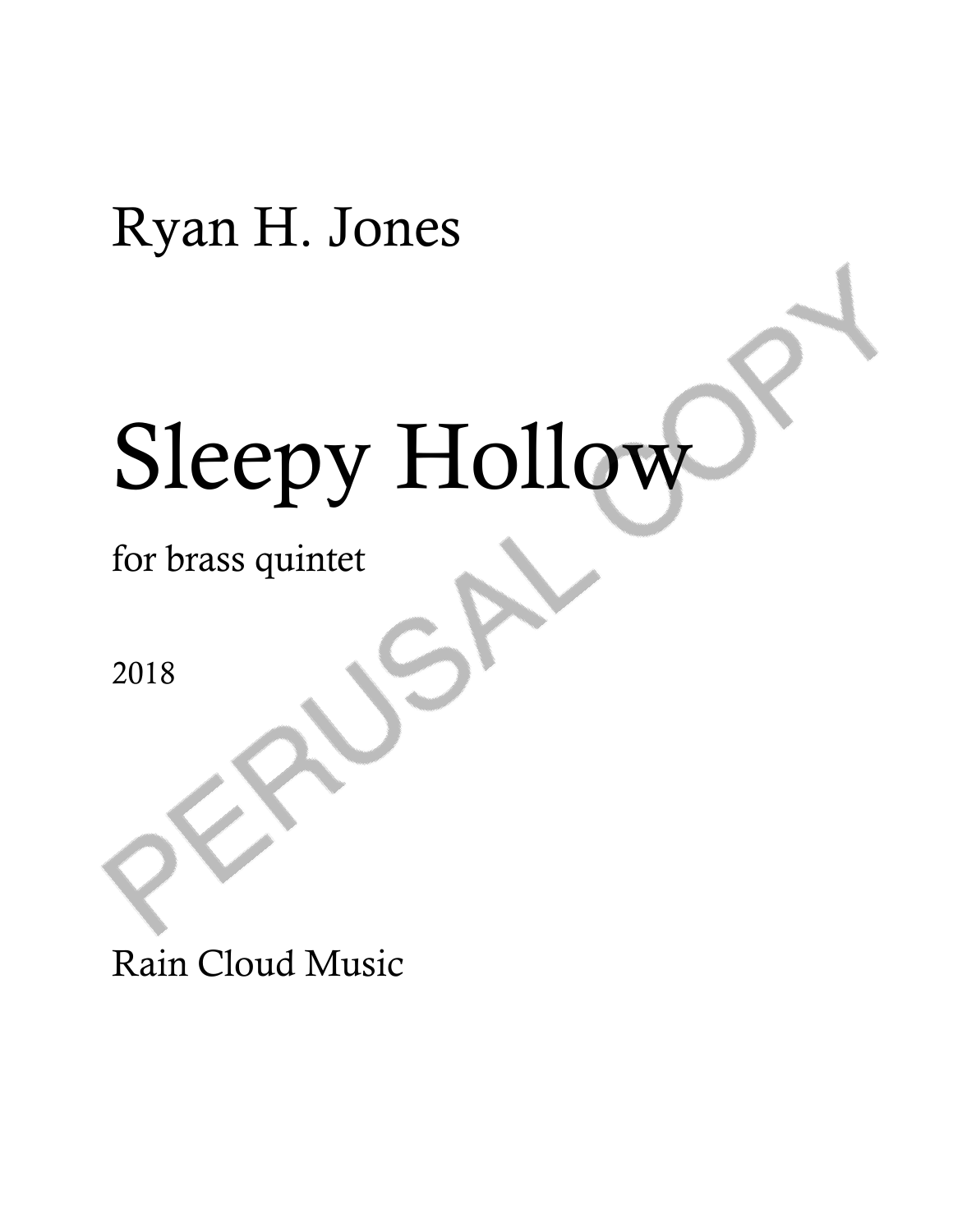Ryan H. Jones

# Sleepy Hollow

for brass quintet

2018

Rain Cloud Music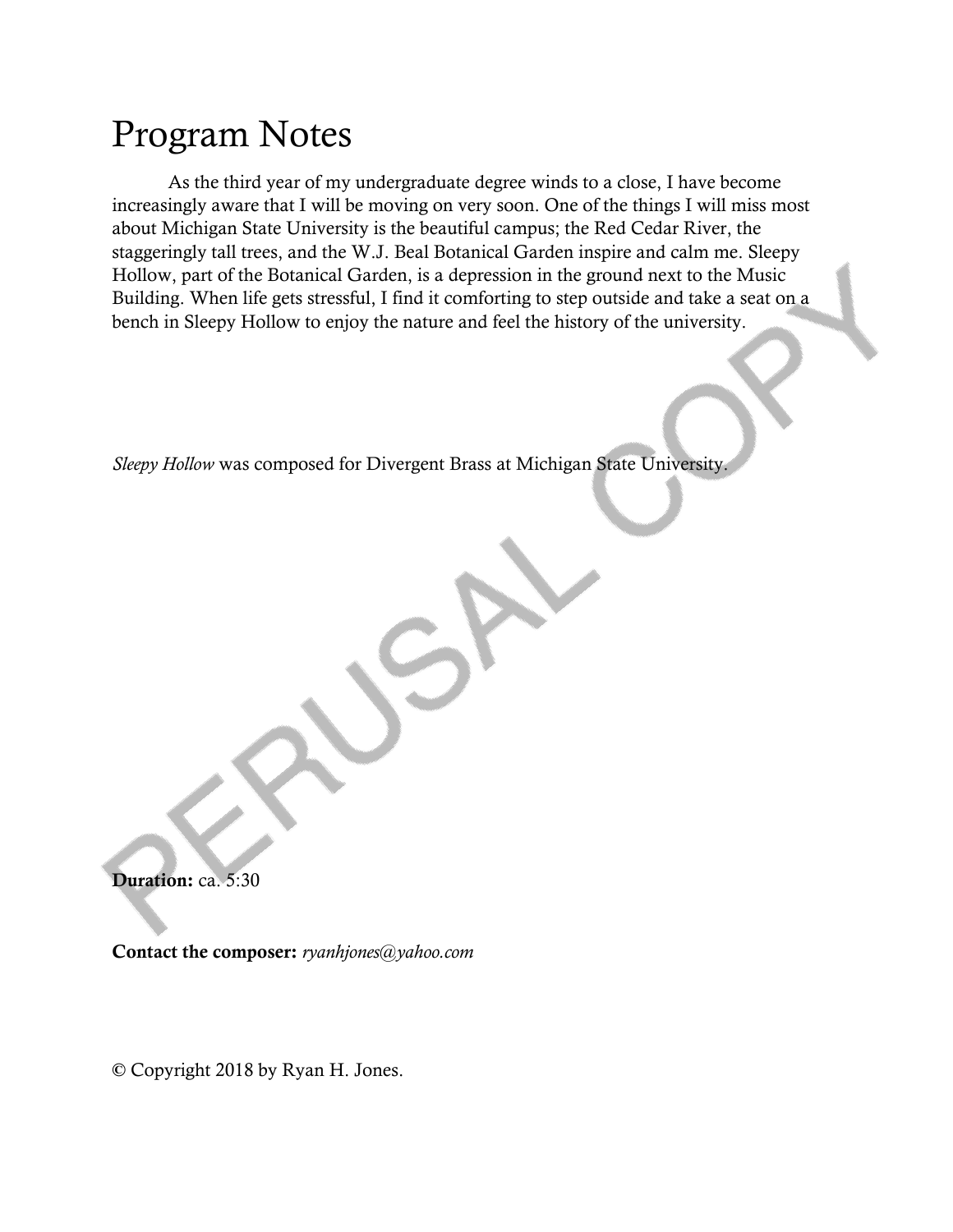# Program Notes

As the third year of my undergraduate degree winds to a close, I have become increasingly aware that I will be moving on very soon. One of the things I will miss most about Michigan State University is the beautiful campus; the Red Cedar River, the staggeringly tall trees, and the W.J. Beal Botanical Garden inspire and calm me. Sleepy Hollow, part of the Botanical Garden, is a depression in the ground next to the Music Building. When life gets stressful, I find it comforting to step outside and take a seat on a bench in Sleepy Hollow to enjoy the nature and feel the history of the university.

*Sleepy Hollow* was composed for Divergent Brass at Michigan State University.

**Duration:** ca. 5:30

**Contact the composer:** *ryanhjones@yahoo.com*

© Copyright 2018 by Ryan H. Jones.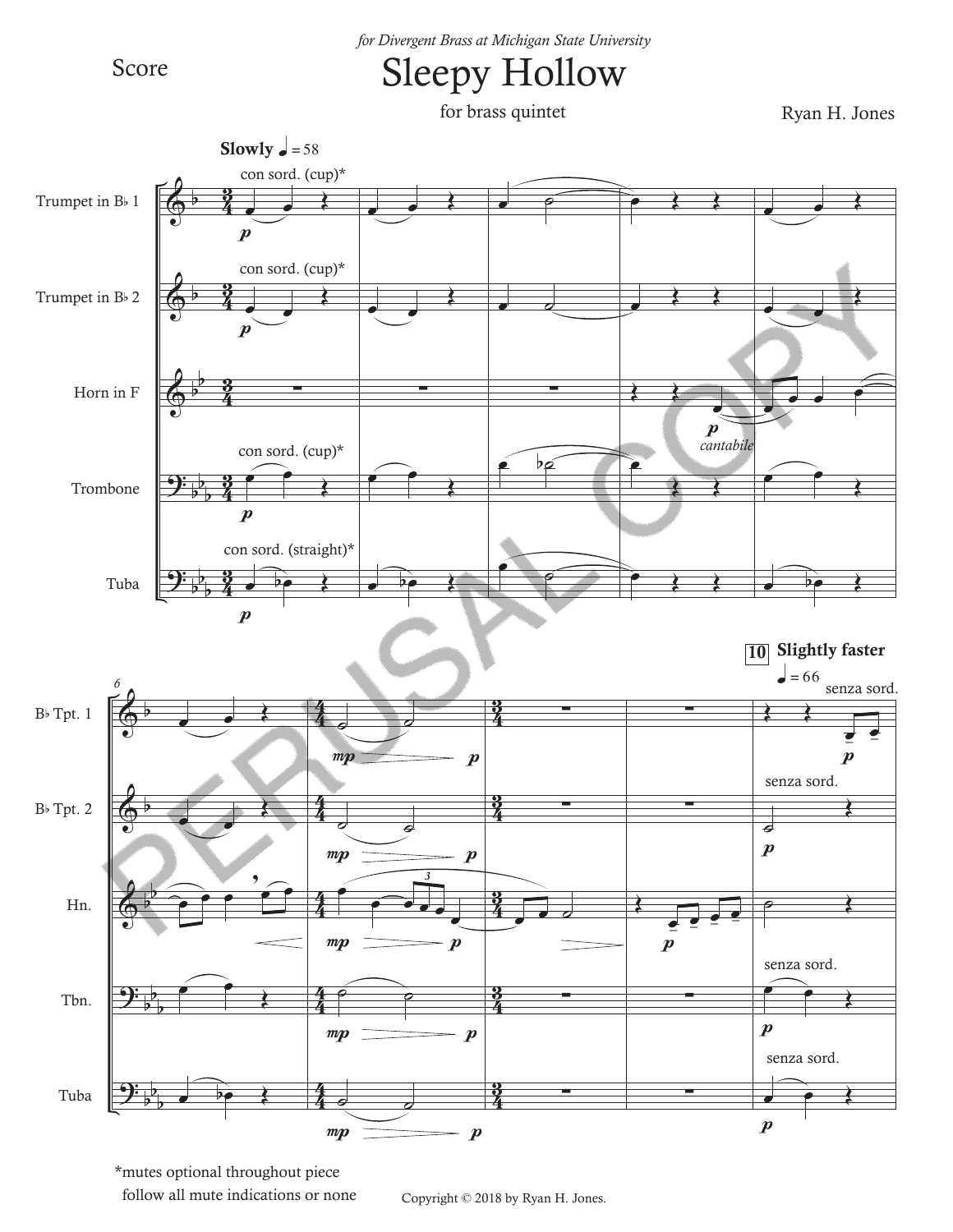*for Divergent Brass at Michigan State University*

Score

# Sleepy Hollow

for brass quintet

Ryan H. Jones

*mutes optional throughout piece
follow all mute indications or none

Copyright © 2018 by Ryan H. Jones.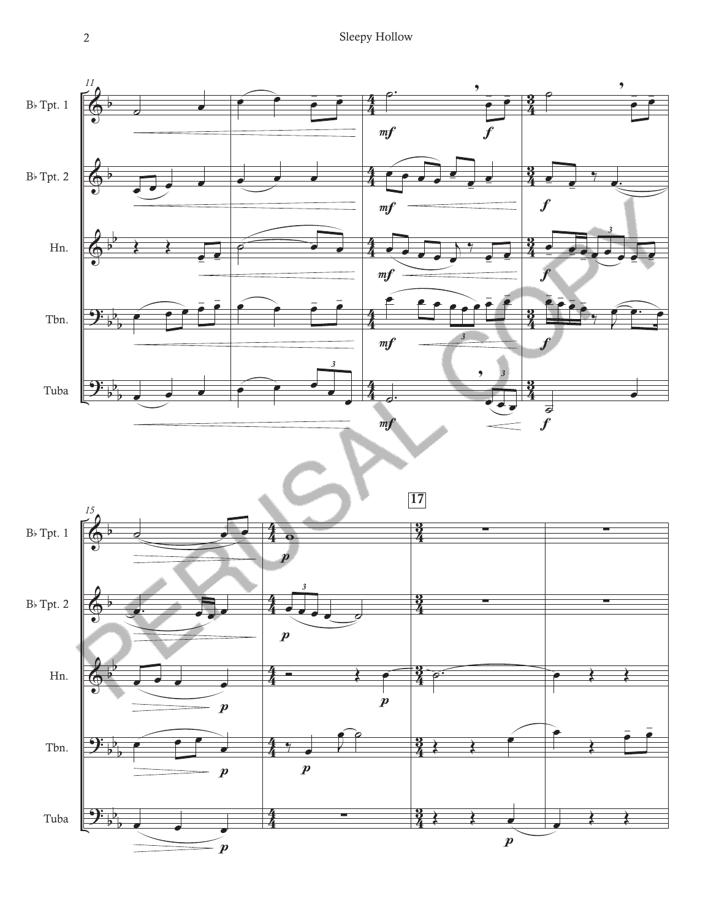B♭ Tpt. 1

B♭ Tpt. 2

Hn.

Tbn.

Tuba

**17**

PERUSAL COPY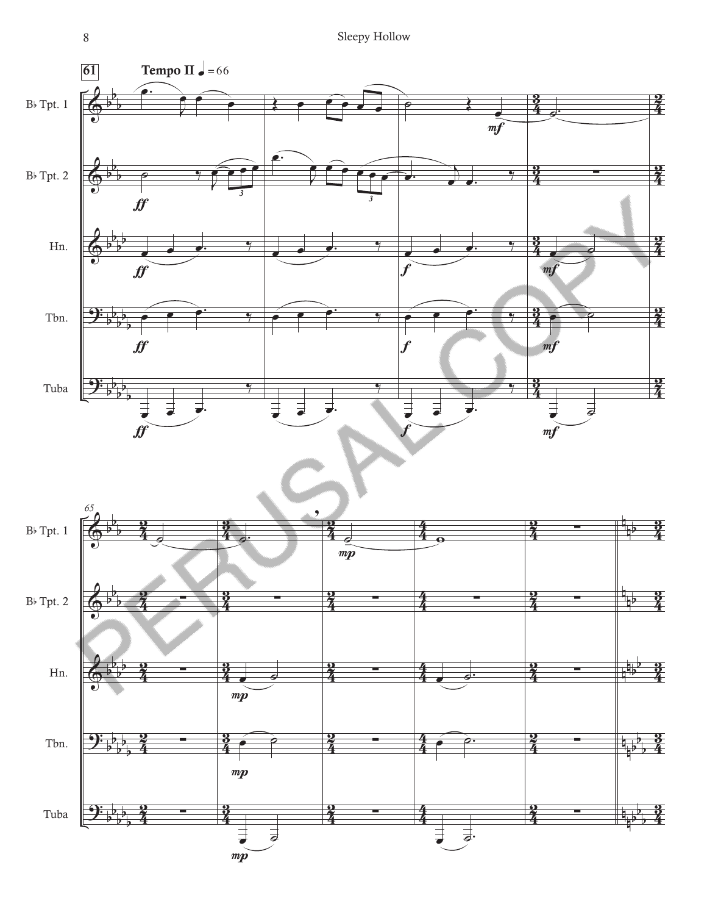**61** **Tempo II** ♩ = 66

B♭ Tpt. 1

B♭ Tpt. 2

Hn.

Tbn.

Tuba

*ff* *f* *mf*

*65*

B♭ Tpt. 1

B♭ Tpt. 2

Hn.

Tbn.

Tuba

*mp*

PERUSAL COPY